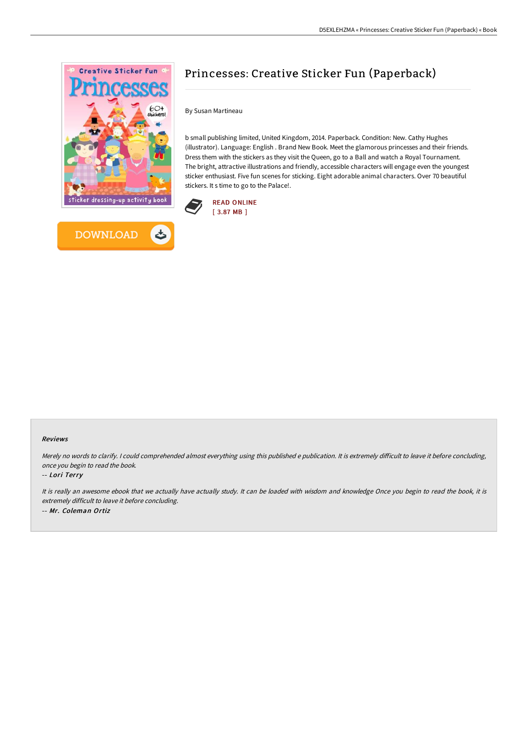# Princesses: Creative Sticker Fun (Paperback)

By Susan Martineau

b small publishing limited, United Kingdom, 2014. Paperback. Condition: New. Cathy Hughes (illustrator). Language: English . Brand New Book. Meet the glamorous princesses and their friends. Dress them with the stickers as they visit the Queen, go to a Ball and watch a Royal Tournament. The bright, attractive illustrations and friendly, accessible characters will engage even the youngest sticker enthusiast. Five fun scenes for sticking. Eight adorable animal characters. Over 70 beautiful stickers. It s time to go to the Palace!.

READ ONLINE
[ 3.87 MB ]

DOWNLOAD

### Reviews

*Merely no words to clarify. I could comprehended almost everything using this published e publication. It is extremely difficult to leave it before concluding, once you begin to read the book.*

-- *Lori Terry*

*It is really an awesome ebook that we actually have actually study. It can be loaded with wisdom and knowledge Once you begin to read the book, it is extremely difficult to leave it before concluding.*

-- *Mr. Coleman Ortiz*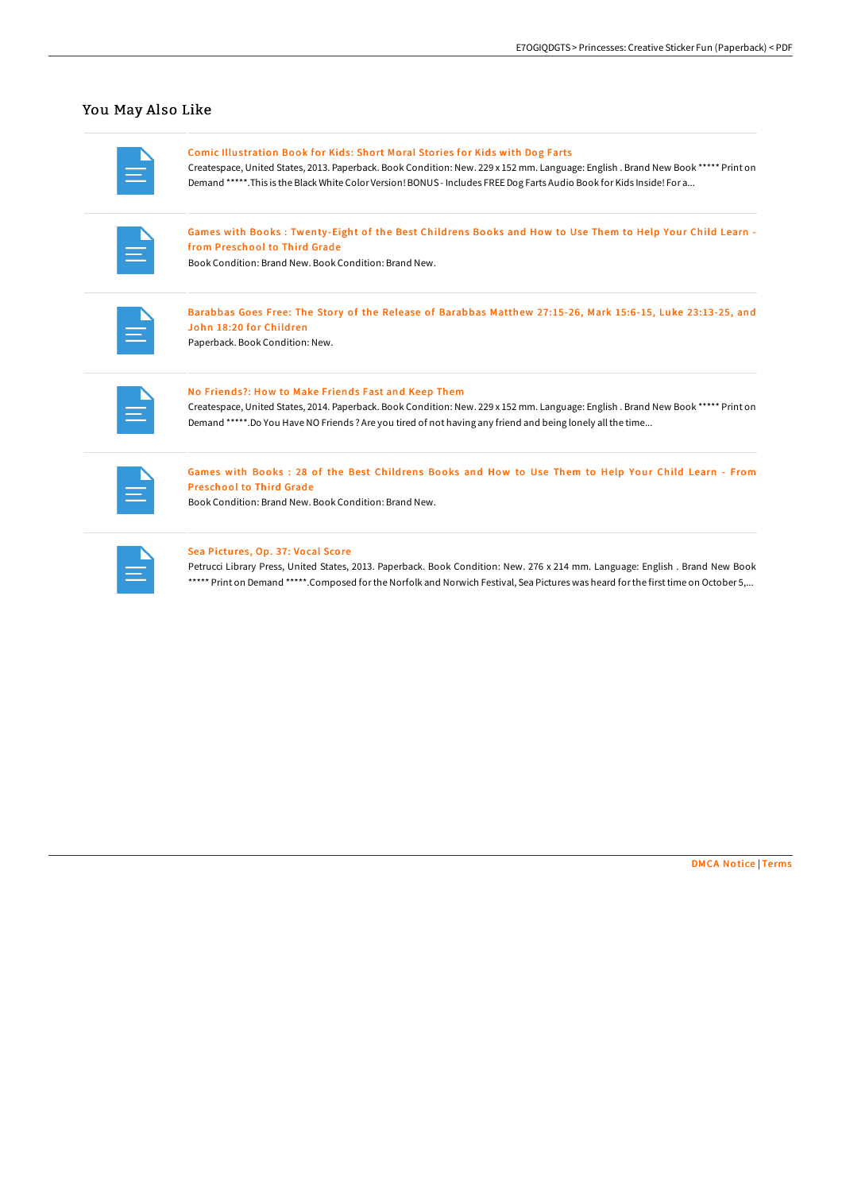## You May Also Like

**Comic Illustration Book for Kids: Short Moral Stories for Kids with Dog Farts**

Createspace, United States, 2013. Paperback. Book Condition: New. 229 x 152 mm. Language: English . Brand New Book ***** Print on Demand *****.This is the Black White Color Version! BONUS - Includes FREE Dog Farts Audio Book for Kids Inside! For a...

**Games with Books : Twenty-Eight of the Best Childrens Books and How to Use Them to Help Your Child Learn - from Preschool to Third Grade**

Book Condition: Brand New. Book Condition: Brand New.

**Barabbas Goes Free: The Story of the Release of Barabbas Matthew 27:15-26, Mark 15:6-15, Luke 23:13-25, and John 18:20 for Children**

Paperback. Book Condition: New.

**No Friends?: How to Make Friends Fast and Keep Them**

Createspace, United States, 2014. Paperback. Book Condition: New. 229 x 152 mm. Language: English . Brand New Book ***** Print on Demand *****.Do You Have NO Friends ? Are you tired of not having any friend and being lonely all the time...

**Games with Books : 28 of the Best Childrens Books and How to Use Them to Help Your Child Learn - From Preschool to Third Grade**

Book Condition: Brand New. Book Condition: Brand New.

**Sea Pictures, Op. 37: Vocal Score**

Petrucci Library Press, United States, 2013. Paperback. Book Condition: New. 276 x 214 mm. Language: English . Brand New Book ***** Print on Demand *****.Composed for the Norfolk and Norwich Festival, Sea Pictures was heard for the first time on October 5,...